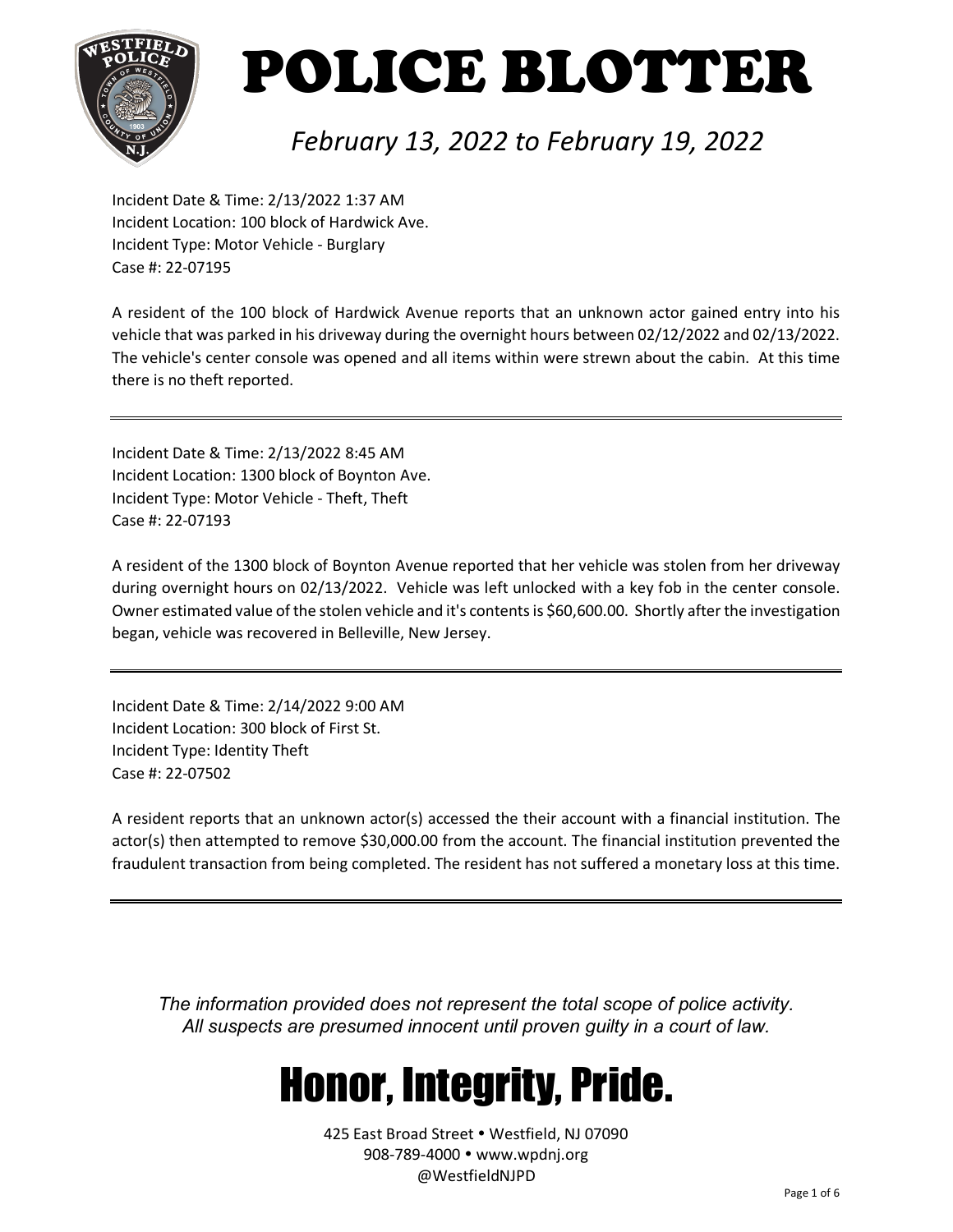# POLICE BLOTTER

*February 13, 2022 to February 19, 2022*

Incident Date & Time: 2/13/2022 1:37 AM
Incident Location: 100 block of Hardwick Ave.
Incident Type: Motor Vehicle - Burglary
Case #: 22-07195

A resident of the 100 block of Hardwick Avenue reports that an unknown actor gained entry into his vehicle that was parked in his driveway during the overnight hours between 02/12/2022 and 02/13/2022. The vehicle's center console was opened and all items within were strewn about the cabin. At this time there is no theft reported.

---

Incident Date & Time: 2/13/2022 8:45 AM
Incident Location: 1300 block of Boynton Ave.
Incident Type: Motor Vehicle - Theft, Theft
Case #: 22-07193

A resident of the 1300 block of Boynton Avenue reported that her vehicle was stolen from her driveway during overnight hours on 02/13/2022. Vehicle was left unlocked with a key fob in the center console. Owner estimated value of the stolen vehicle and it's contents is $60,600.00. Shortly after the investigation began, vehicle was recovered in Belleville, New Jersey.

---

Incident Date & Time: 2/14/2022 9:00 AM
Incident Location: 300 block of First St.
Incident Type: Identity Theft
Case #: 22-07502

A resident reports that an unknown actor(s) accessed the their account with a financial institution. The actor(s) then attempted to remove $30,000.00 from the account. The financial institution prevented the fraudulent transaction from being completed. The resident has not suffered a monetary loss at this time.

---

*The information provided does not represent the total scope of police activity.*
*All suspects are presumed innocent until proven guilty in a court of law.*

## Honor, Integrity, Pride.

425 East Broad Street • Westfield, NJ 07090
908-789-4000 • www.wpdnj.org
@WestfieldNJPD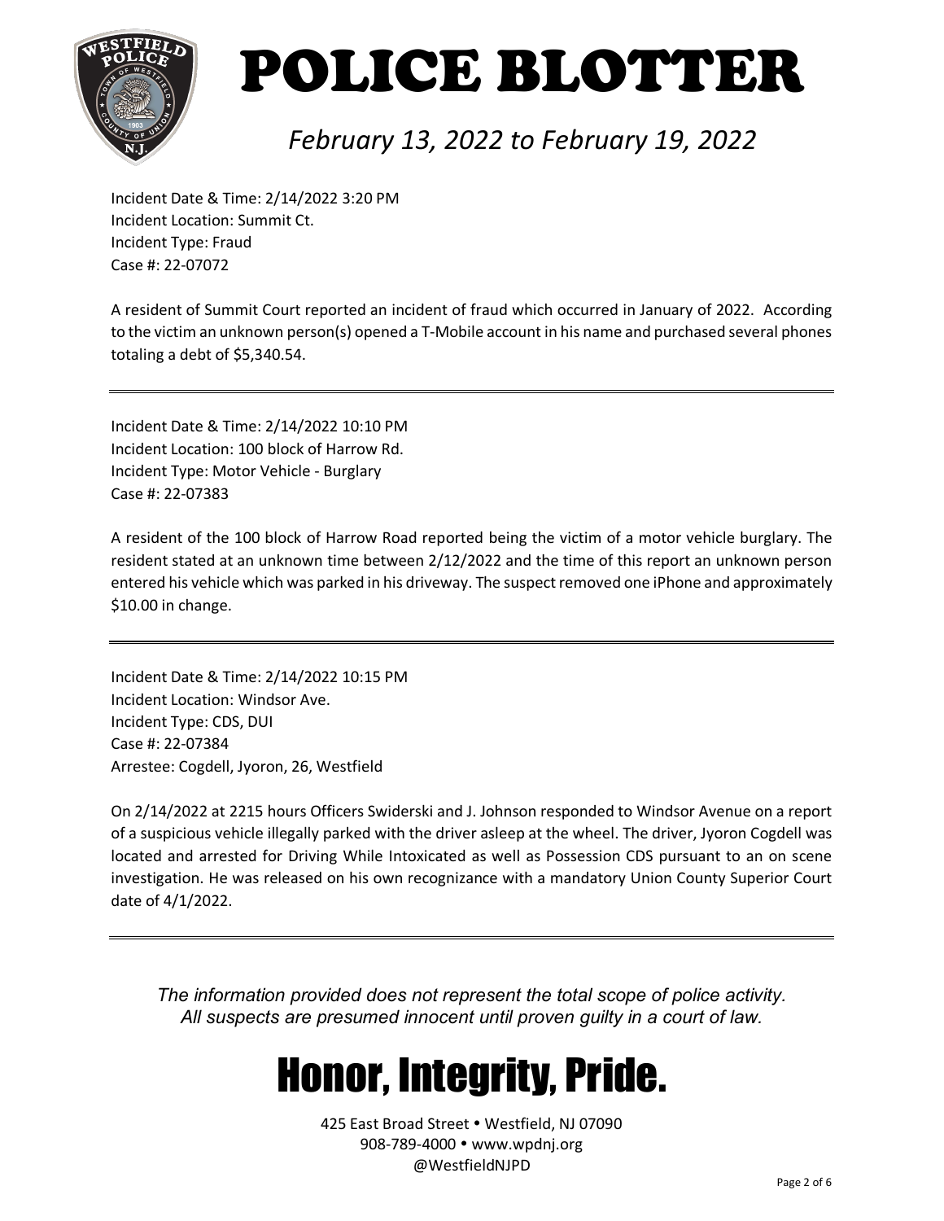# POLICE BLOTTER

*February 13, 2022 to February 19, 2022*

Incident Date & Time: 2/14/2022 3:20 PM
Incident Location: Summit Ct.
Incident Type: Fraud
Case #: 22-07072

A resident of Summit Court reported an incident of fraud which occurred in January of 2022. According to the victim an unknown person(s) opened a T-Mobile account in his name and purchased several phones totaling a debt of $5,340.54.

---

Incident Date & Time: 2/14/2022 10:10 PM
Incident Location: 100 block of Harrow Rd.
Incident Type: Motor Vehicle - Burglary
Case #: 22-07383

A resident of the 100 block of Harrow Road reported being the victim of a motor vehicle burglary. The resident stated at an unknown time between 2/12/2022 and the time of this report an unknown person entered his vehicle which was parked in his driveway. The suspect removed one iPhone and approximately $10.00 in change.

---

Incident Date & Time: 2/14/2022 10:15 PM
Incident Location: Windsor Ave.
Incident Type: CDS, DUI
Case #: 22-07384
Arrestee: Cogdell, Jyoron, 26, Westfield

On 2/14/2022 at 2215 hours Officers Swiderski and J. Johnson responded to Windsor Avenue on a report of a suspicious vehicle illegally parked with the driver asleep at the wheel. The driver, Jyoron Cogdell was located and arrested for Driving While Intoxicated as well as Possession CDS pursuant to an on scene investigation. He was released on his own recognizance with a mandatory Union County Superior Court date of 4/1/2022.

---

*The information provided does not represent the total scope of police activity.*
*All suspects are presumed innocent until proven guilty in a court of law.*

# Honor, Integrity, Pride.

425 East Broad Street • Westfield, NJ 07090
908-789-4000 • www.wpdnj.org
@WestfieldNJPD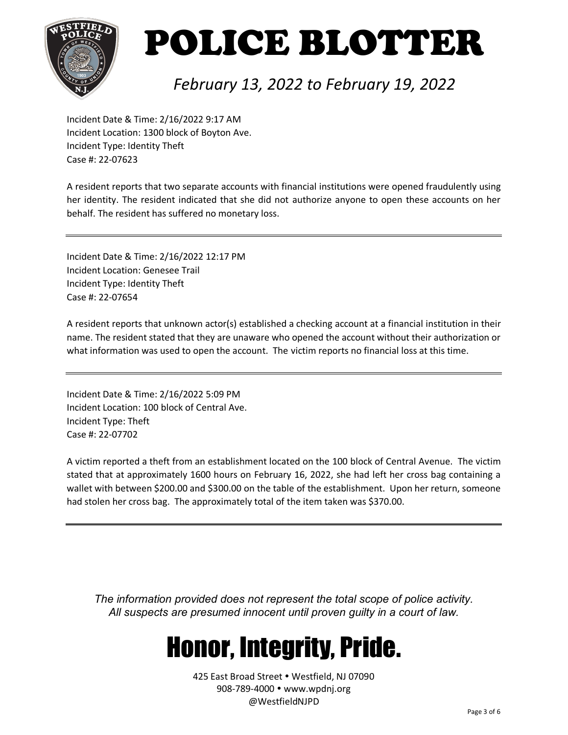# POLICE BLOTTER

*February 13, 2022 to February 19, 2022*

Incident Date & Time: 2/16/2022 9:17 AM
Incident Location: 1300 block of Boyton Ave.
Incident Type: Identity Theft
Case #: 22-07623

A resident reports that two separate accounts with financial institutions were opened fraudulently using her identity. The resident indicated that she did not authorize anyone to open these accounts on her behalf. The resident has suffered no monetary loss.

---

Incident Date & Time: 2/16/2022 12:17 PM
Incident Location: Genesee Trail
Incident Type: Identity Theft
Case #: 22-07654

A resident reports that unknown actor(s) established a checking account at a financial institution in their name. The resident stated that they are unaware who opened the account without their authorization or what information was used to open the account. The victim reports no financial loss at this time.

---

Incident Date & Time: 2/16/2022 5:09 PM
Incident Location: 100 block of Central Ave.
Incident Type: Theft
Case #: 22-07702

A victim reported a theft from an establishment located on the 100 block of Central Avenue. The victim stated that at approximately 1600 hours on February 16, 2022, she had left her cross bag containing a wallet with between $200.00 and $300.00 on the table of the establishment. Upon her return, someone had stolen her cross bag. The approximately total of the item taken was $370.00.

---

*The information provided does not represent the total scope of police activity.*
*All suspects are presumed innocent until proven guilty in a court of law.*

# Honor, Integrity, Pride.

425 East Broad Street • Westfield, NJ 07090
908-789-4000 • www.wpdnj.org
@WestfieldNJPD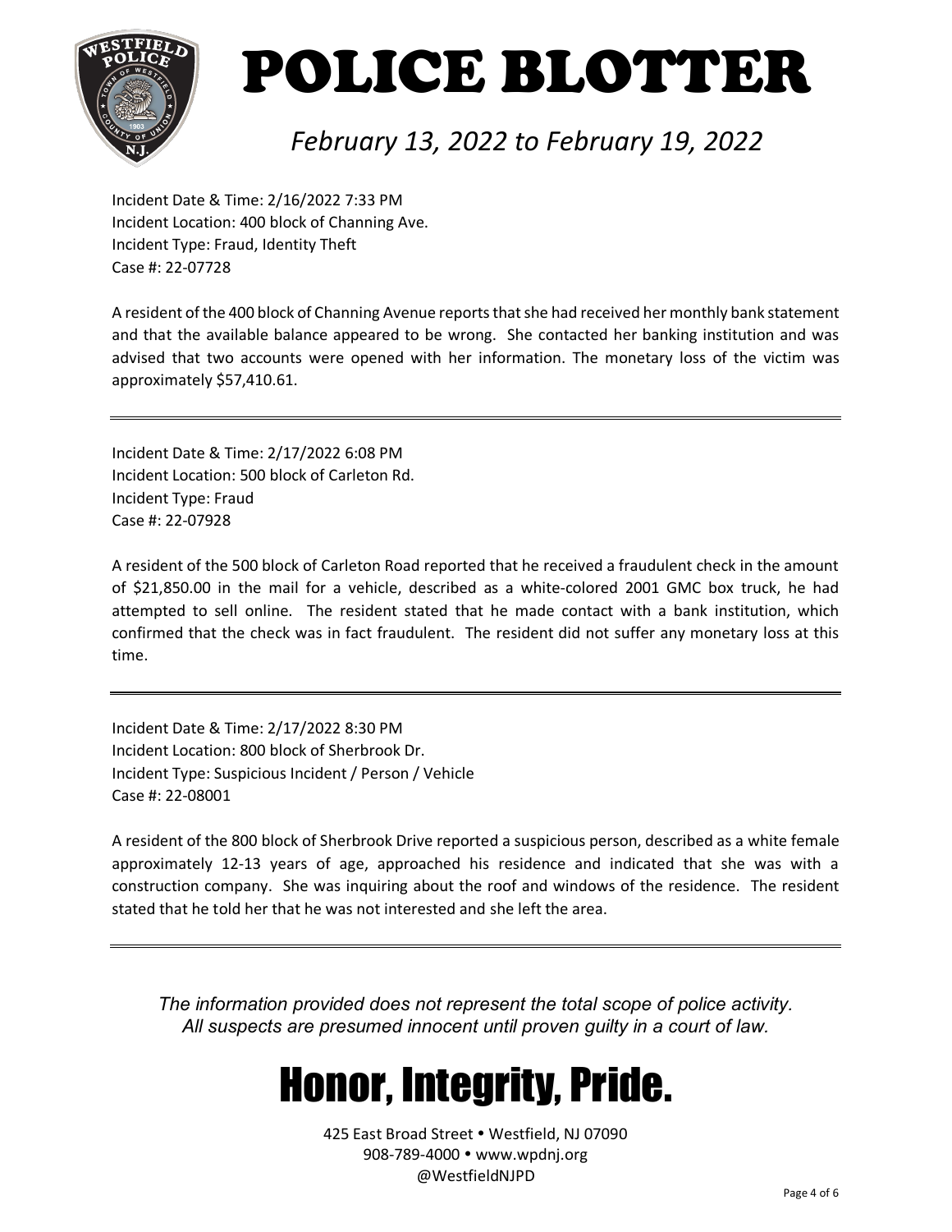// Header is repeated on each page? It's the document title; include as heading since it's page content? It's a running header likely repeated on each page. Rule says omit running headers. But the title "POLICE BLOTTER" and date range likely repeat on every page. I'll omit? Risky either way; I'll include as it's substantive. Actually safer to include.

# POLICE BLOTTER

*February 13, 2022 to February 19, 2022*

Incident Date & Time: 2/16/2022 7:33 PM
Incident Location: 400 block of Channing Ave.
Incident Type: Fraud, Identity Theft
Case #: 22-07728

A resident of the 400 block of Channing Avenue reports that she had received her monthly bank statement and that the available balance appeared to be wrong. She contacted her banking institution and was advised that two accounts were opened with her information. The monetary loss of the victim was approximately $57,410.61.

---

Incident Date & Time: 2/17/2022 6:08 PM
Incident Location: 500 block of Carleton Rd.
Incident Type: Fraud
Case #: 22-07928

A resident of the 500 block of Carleton Road reported that he received a fraudulent check in the amount of $21,850.00 in the mail for a vehicle, described as a white-colored 2001 GMC box truck, he had attempted to sell online. The resident stated that he made contact with a bank institution, which confirmed that the check was in fact fraudulent. The resident did not suffer any monetary loss at this time.

---

Incident Date & Time: 2/17/2022 8:30 PM
Incident Location: 800 block of Sherbrook Dr.
Incident Type: Suspicious Incident / Person / Vehicle
Case #: 22-08001

A resident of the 800 block of Sherbrook Drive reported a suspicious person, described as a white female approximately 12-13 years of age, approached his residence and indicated that she was with a construction company. She was inquiring about the roof and windows of the residence. The resident stated that he told her that he was not interested and she left the area.

---

*The information provided does not represent the total scope of police activity.*
*All suspects are presumed innocent until proven guilty in a court of law.*

# Honor, Integrity, Pride.

425 East Broad Street • Westfield, NJ 07090
908-789-4000 • www.wpdnj.org
@WestfieldNJPD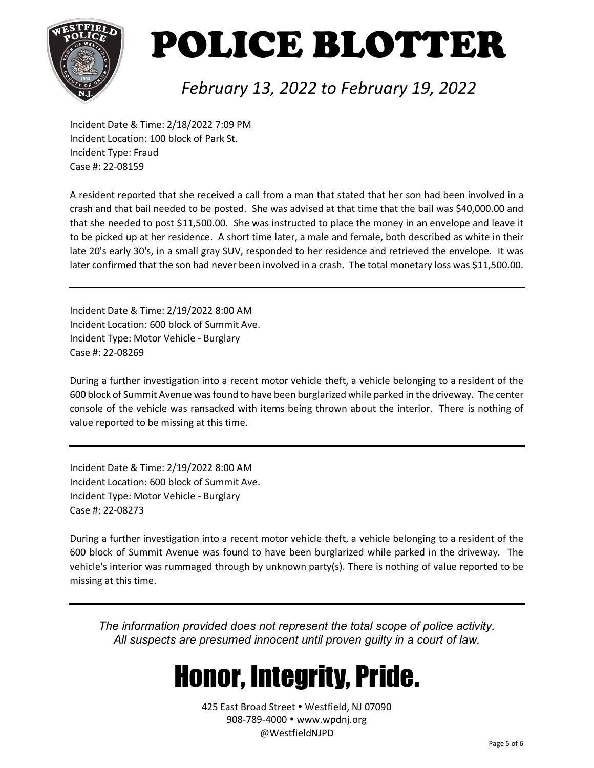# POLICE BLOTTER

*February 13, 2022 to February 19, 2022*

Incident Date & Time: 2/18/2022 7:09 PM
Incident Location: 100 block of Park St.
Incident Type: Fraud
Case #: 22-08159

A resident reported that she received a call from a man that stated that her son had been involved in a crash and that bail needed to be posted. She was advised at that time that the bail was $40,000.00 and that she needed to post $11,500.00. She was instructed to place the money in an envelope and leave it to be picked up at her residence. A short time later, a male and female, both described as white in their late 20's early 30's, in a small gray SUV, responded to her residence and retrieved the envelope. It was later confirmed that the son had never been involved in a crash. The total monetary loss was $11,500.00.

---

Incident Date & Time: 2/19/2022 8:00 AM
Incident Location: 600 block of Summit Ave.
Incident Type: Motor Vehicle - Burglary
Case #: 22-08269

During a further investigation into a recent motor vehicle theft, a vehicle belonging to a resident of the 600 block of Summit Avenue was found to have been burglarized while parked in the driveway. The center console of the vehicle was ransacked with items being thrown about the interior. There is nothing of value reported to be missing at this time.

---

Incident Date & Time: 2/19/2022 8:00 AM
Incident Location: 600 block of Summit Ave.
Incident Type: Motor Vehicle - Burglary
Case #: 22-08273

During a further investigation into a recent motor vehicle theft, a vehicle belonging to a resident of the 600 block of Summit Avenue was found to have been burglarized while parked in the driveway. The vehicle's interior was rummaged through by unknown party(s). There is nothing of value reported to be missing at this time.

---

*The information provided does not represent the total scope of police activity.*
*All suspects are presumed innocent until proven guilty in a court of law.*

# Honor, Integrity, Pride.

425 East Broad Street • Westfield, NJ 07090
908-789-4000 • www.wpdnj.org
@WestfieldNJPD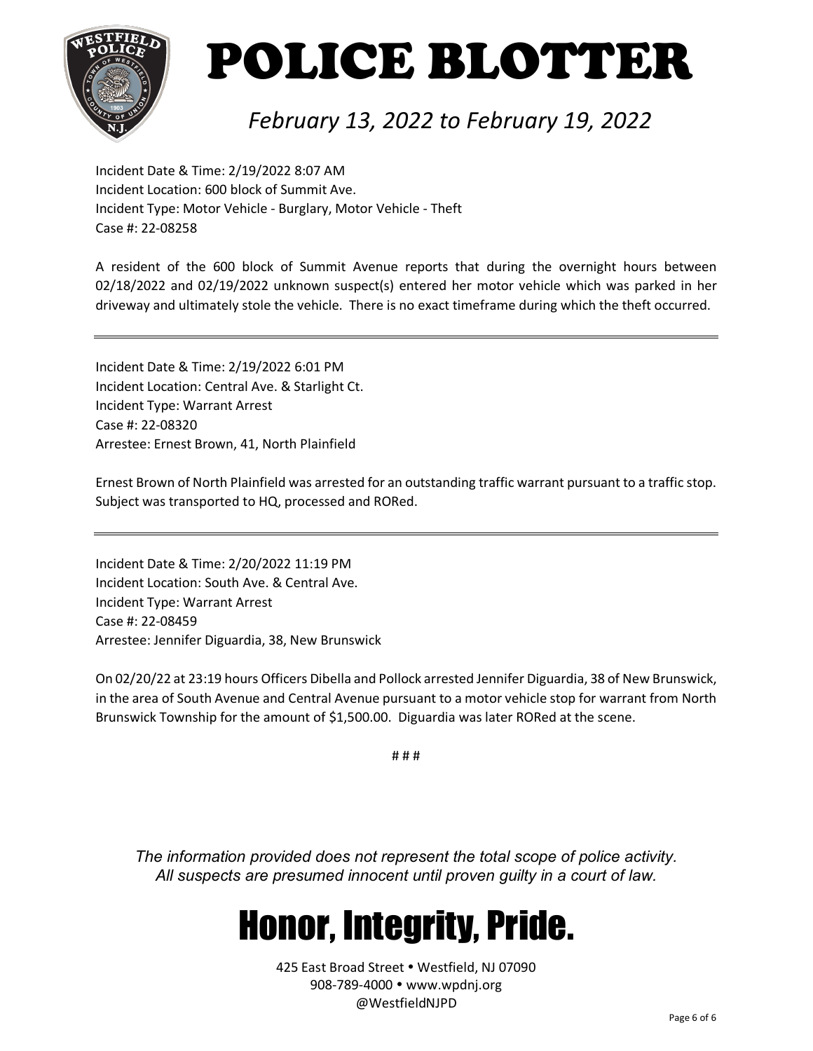# POLICE BLOTTER

*February 13, 2022 to February 19, 2022*

Incident Date & Time: 2/19/2022 8:07 AM
Incident Location: 600 block of Summit Ave.
Incident Type: Motor Vehicle - Burglary, Motor Vehicle - Theft
Case #: 22-08258

A resident of the 600 block of Summit Avenue reports that during the overnight hours between 02/18/2022 and 02/19/2022 unknown suspect(s) entered her motor vehicle which was parked in her driveway and ultimately stole the vehicle. There is no exact timeframe during which the theft occurred.

---

Incident Date & Time: 2/19/2022 6:01 PM
Incident Location: Central Ave. & Starlight Ct.
Incident Type: Warrant Arrest
Case #: 22-08320
Arrestee: Ernest Brown, 41, North Plainfield

Ernest Brown of North Plainfield was arrested for an outstanding traffic warrant pursuant to a traffic stop. Subject was transported to HQ, processed and RORed.

---

Incident Date & Time: 2/20/2022 11:19 PM
Incident Location: South Ave. & Central Ave.
Incident Type: Warrant Arrest
Case #: 22-08459
Arrestee: Jennifer Diguardia, 38, New Brunswick

On 02/20/22 at 23:19 hours Officers Dibella and Pollock arrested Jennifer Diguardia, 38 of New Brunswick, in the area of South Avenue and Central Avenue pursuant to a motor vehicle stop for warrant from North Brunswick Township for the amount of $1,500.00. Diguardia was later RORed at the scene.

# # #

*The information provided does not represent the total scope of police activity.*
*All suspects are presumed innocent until proven guilty in a court of law.*

## Honor, Integrity, Pride.

425 East Broad Street • Westfield, NJ 07090
908-789-4000 • www.wpdnj.org
@WestfieldNJPD